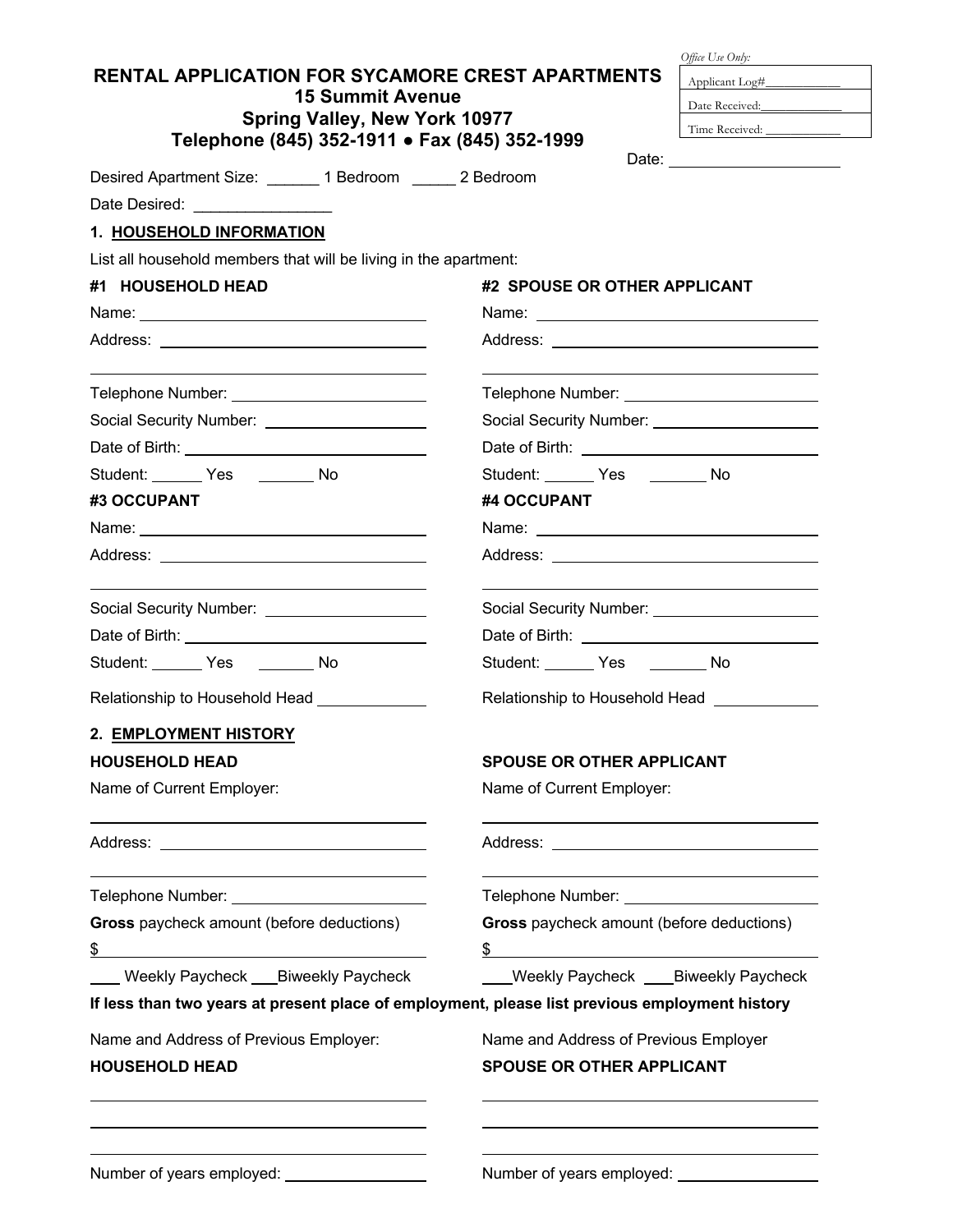*Office Use Only:*

| Applicant Log#___________ |
|---|
| Date Received:____________ |
| Time Received: ___________ |

# RENTAL APPLICATION FOR SYCAMORE CREST APARTMENTS
## 15 Summit Avenue
## Spring Valley, New York 10977
## Telephone (845) 352-1911 ● Fax (845) 352-1999

Date: ____________________

Desired Apartment Size: ______ 1 Bedroom _____ 2 Bedroom

Date Desired: ________________

### 1. HOUSEHOLD INFORMATION

List all household members that will be living in the apartment:

**#1 HOUSEHOLD HEAD**

Name: ______________________________

Address: ______________________________

______________________________

Telephone Number: ______________________________

Social Security Number: ______________________________

Date of Birth: ______________________________

Student: ______ Yes _______ No

**#2 SPOUSE OR OTHER APPLICANT**

Name: ______________________________

Address: ______________________________

______________________________

Telephone Number: ______________________________

Social Security Number: ______________________________

Date of Birth: ______________________________

Student: ______ Yes _______ No

**#3 OCCUPANT**

Name: ______________________________

Address: ______________________________

______________________________

Social Security Number: ______________________________

Date of Birth: ______________________________

Student: ______ Yes _______ No

Relationship to Household Head ____________

**#4 OCCUPANT**

Name: ______________________________

Address: ______________________________

______________________________

Social Security Number: ______________________________

Date of Birth: ______________________________

Student: ______ Yes _______ No

Relationship to Household Head ____________

### 2. EMPLOYMENT HISTORY

**HOUSEHOLD HEAD**

Name of Current Employer:

______________________________

Address: ______________________________

______________________________

Telephone Number: ______________________________

**Gross** paycheck amount (before deductions)

$______________________________

___ Weekly Paycheck ___Biweekly Paycheck

**SPOUSE OR OTHER APPLICANT**

Name of Current Employer:

______________________________

Address: ______________________________

______________________________

Telephone Number: ______________________________

**Gross** paycheck amount (before deductions)

$______________________________

___Weekly Paycheck ___Biweekly Paycheck

**If less than two years at present place of employment, please list previous employment history**

Name and Address of Previous Employer:

**HOUSEHOLD HEAD**

______________________________

______________________________

______________________________

Number of years employed: ______________

Name and Address of Previous Employer

**SPOUSE OR OTHER APPLICANT**

______________________________

______________________________

______________________________

Number of years employed: ______________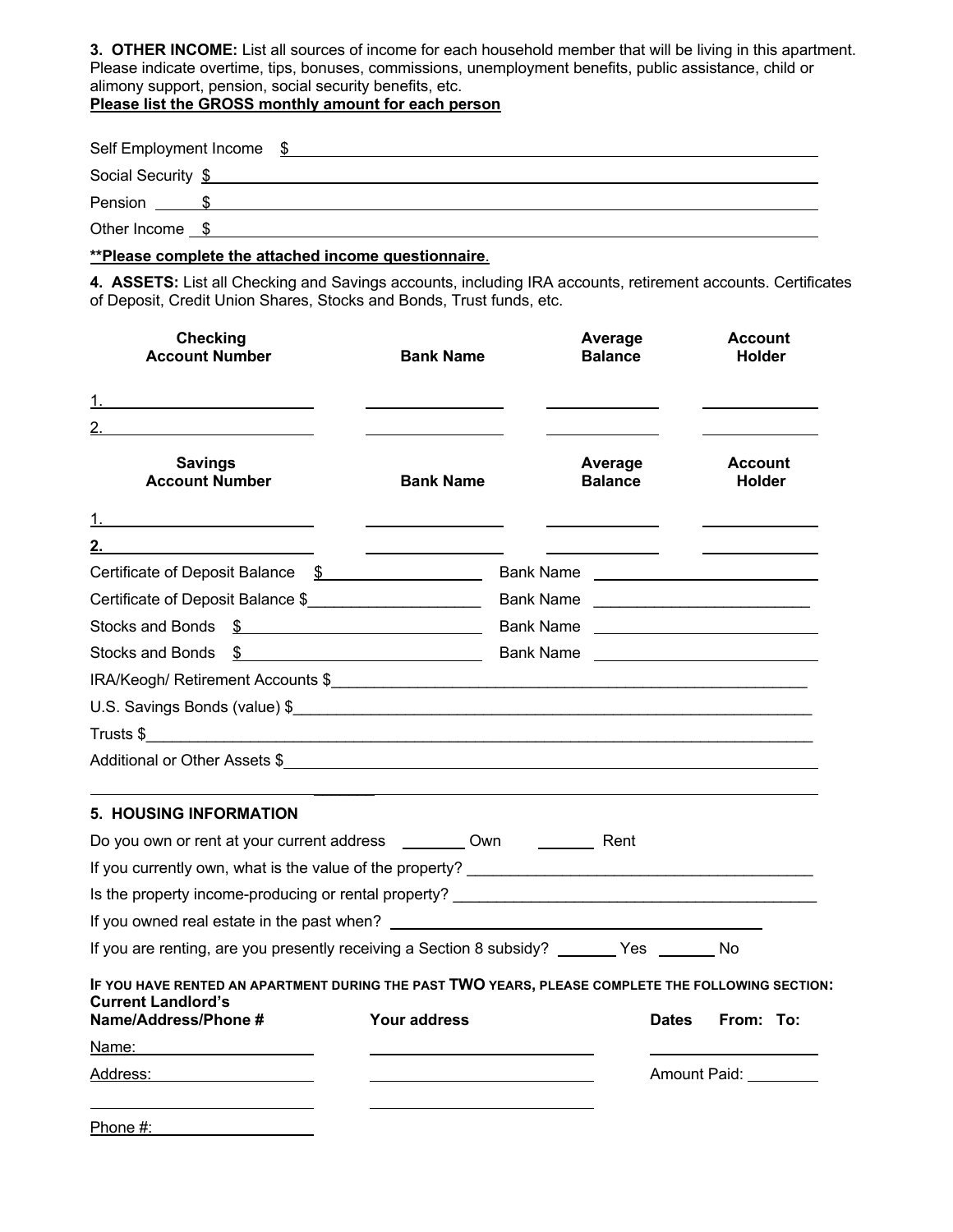**3. OTHER INCOME:** List all sources of income for each household member that will be living in this apartment. Please indicate overtime, tips, bonuses, commissions, unemployment benefits, public assistance, child or alimony support, pension, social security benefits, etc.

**Please list the GROSS monthly amount for each person**

Self Employment Income $ ____________________

Social Security $ ____________________

Pension $ ____________________

Other Income $ ____________________

****Please complete the attached income questionnaire**.

**4. ASSETS:** List all Checking and Savings accounts, including IRA accounts, retirement accounts. Certificates of Deposit, Credit Union Shares, Stocks and Bonds, Trust funds, etc.

| Checking Account Number | Bank Name | Average Balance | Account Holder |
| --- | --- | --- | --- |
| 1. | | | |
| 2. | | | |

| Savings Account Number | Bank Name | Average Balance | Account Holder |
| --- | --- | --- | --- |
| 1. | | | |
| 2. | | | |

Certificate of Deposit Balance $ ____________________ Bank Name ____________________

Certificate of Deposit Balance $ ____________________ Bank Name ____________________

Stocks and Bonds $ ____________________ Bank Name ____________________

Stocks and Bonds $ ____________________ Bank Name ____________________

IRA/Keogh/ Retirement Accounts $ ____________________

U.S. Savings Bonds (value) $ ____________________

Trusts $ ____________________

Additional or Other Assets $ ____________________

**5. HOUSING INFORMATION**

Do you own or rent at your current address ______ Own ______ Rent

If you currently own, what is the value of the property? ____________________

Is the property income-producing or rental property? ____________________

If you owned real estate in the past when? ____________________

If you are renting, are you presently receiving a Section 8 subsidy? ______ Yes ______ No

**IF YOU HAVE RENTED AN APARTMENT DURING THE PAST TWO YEARS, PLEASE COMPLETE THE FOLLOWING SECTION:**

| Current Landlord's Name/Address/Phone # | Your address | Dates From: To: |
| --- | --- | --- |
| Name: | | |
| Address: | | Amount Paid: |
| | | |
| Phone #: | | |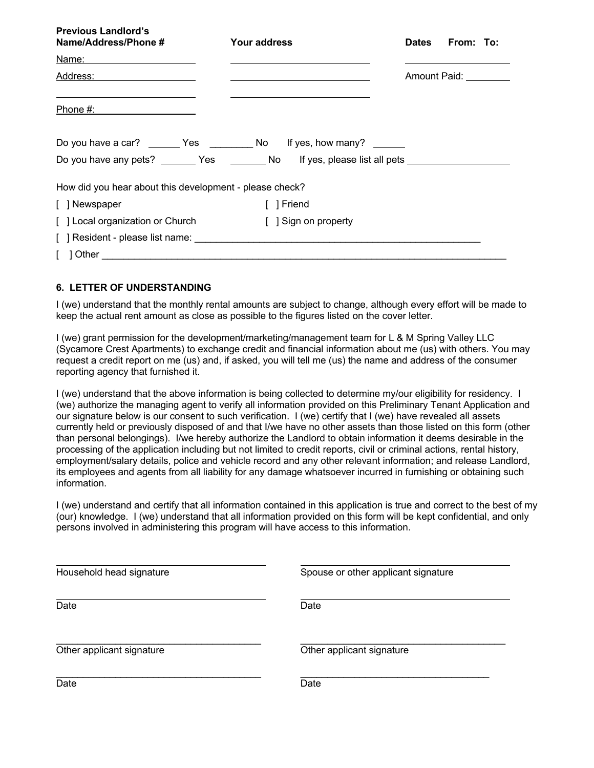| **Previous Landlord's Name/Address/Phone #** | **Your address** | **Dates From: To:** |
|---|---|---|
| Name: ____________ | ____________ | ____________ |
| Address: ____________ | ____________ | Amount Paid: ________ |
| ____________ | ____________ | |
| Phone #: ____________ | | |

Do you have a car? ______ Yes ________ No If yes, how many? ______

Do you have any pets? _______ Yes _______ No If yes, please list all pets ___________________

How did you hear about this development - please check?

[ ] Newspaper [ ] Friend

[ ] Local organization or Church [ ] Sign on property

[ ] Resident - please list name: ______________________________________________________

[ ] Other ____________________________________________________________________________

### 6. LETTER OF UNDERSTANDING

I (we) understand that the monthly rental amounts are subject to change, although every effort will be made to keep the actual rent amount as close as possible to the figures listed on the cover letter.

I (we) grant permission for the development/marketing/management team for L & M Spring Valley LLC (Sycamore Crest Apartments) to exchange credit and financial information about me (us) with others. You may request a credit report on me (us) and, if asked, you will tell me (us) the name and address of the consumer reporting agency that furnished it.

I (we) understand that the above information is being collected to determine my/our eligibility for residency. I (we) authorize the managing agent to verify all information provided on this Preliminary Tenant Application and our signature below is our consent to such verification. I (we) certify that I (we) have revealed all assets currently held or previously disposed of and that I/we have no other assets than those listed on this form (other than personal belongings). I/we hereby authorize the Landlord to obtain information it deems desirable in the processing of the application including but not limited to credit reports, civil or criminal actions, rental history, employment/salary details, police and vehicle record and any other relevant information; and release Landlord, its employees and agents from all liability for any damage whatsoever incurred in furnishing or obtaining such information.

I (we) understand and certify that all information contained in this application is true and correct to the best of my (our) knowledge. I (we) understand that all information provided on this form will be kept confidential, and only persons involved in administering this program will have access to this information.

______________________________________ ______________________________________

Household head signature Spouse or other applicant signature

______________________________________ ______________________________________

Date Date

______________________________________ ______________________________________

Other applicant signature Other applicant signature

______________________________________ ______________________________________

Date Date